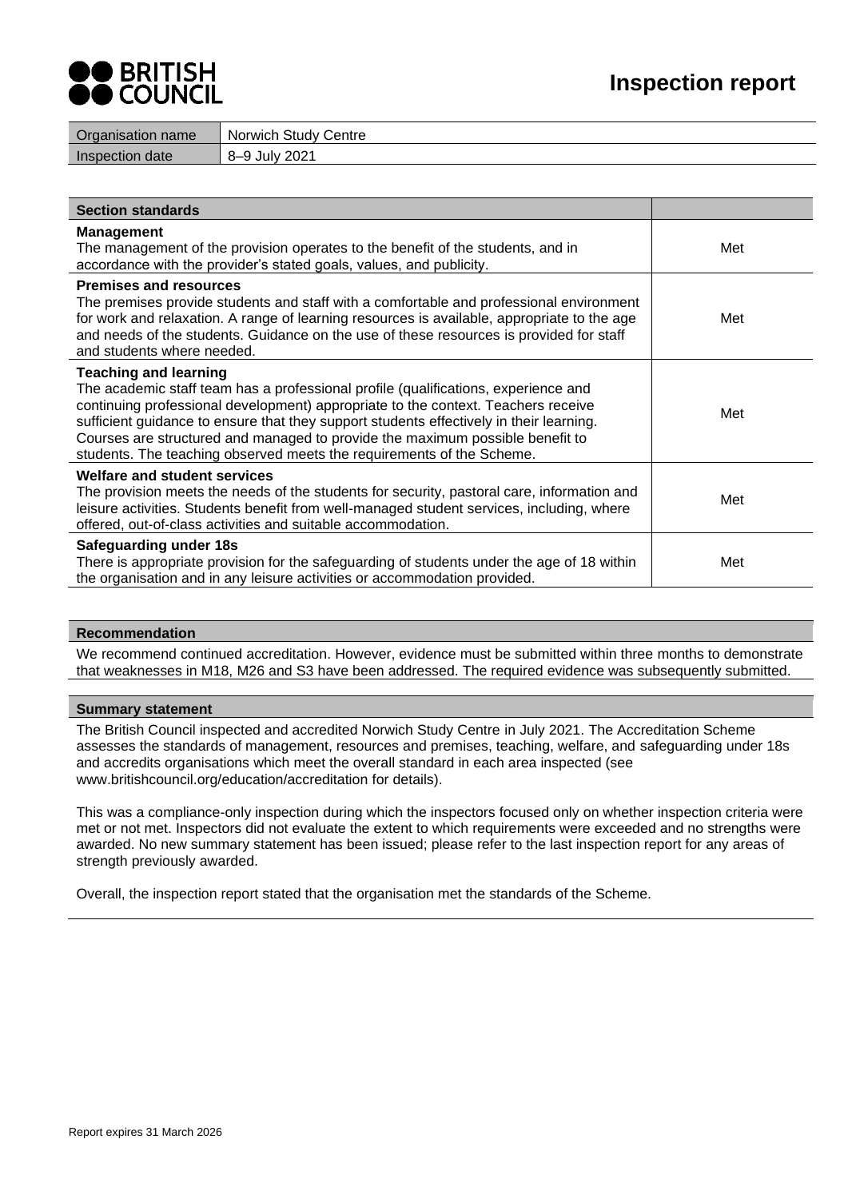# Inspection report

| Organisation name | Norwich Study Centre |
|---|---|
| Inspection date | 8–9 July 2021 |

| Section standards | |
|---|---|
| **Management**<br>The management of the provision operates to the benefit of the students, and in accordance with the provider's stated goals, values, and publicity. | Met |
| **Premises and resources**<br>The premises provide students and staff with a comfortable and professional environment for work and relaxation. A range of learning resources is available, appropriate to the age and needs of the students. Guidance on the use of these resources is provided for staff and students where needed. | Met |
| **Teaching and learning**<br>The academic staff team has a professional profile (qualifications, experience and continuing professional development) appropriate to the context. Teachers receive sufficient guidance to ensure that they support students effectively in their learning. Courses are structured and managed to provide the maximum possible benefit to students. The teaching observed meets the requirements of the Scheme. | Met |
| **Welfare and student services**<br>The provision meets the needs of the students for security, pastoral care, information and leisure activities. Students benefit from well-managed student services, including, where offered, out-of-class activities and suitable accommodation. | Met |
| **Safeguarding under 18s**<br>There is appropriate provision for the safeguarding of students under the age of 18 within the organisation and in any leisure activities or accommodation provided. | Met |

## Recommendation

We recommend continued accreditation. However, evidence must be submitted within three months to demonstrate that weaknesses in M18, M26 and S3 have been addressed. The required evidence was subsequently submitted.

## Summary statement

The British Council inspected and accredited Norwich Study Centre in July 2021. The Accreditation Scheme assesses the standards of management, resources and premises, teaching, welfare, and safeguarding under 18s and accredits organisations which meet the overall standard in each area inspected (see www.britishcouncil.org/education/accreditation for details).

This was a compliance-only inspection during which the inspectors focused only on whether inspection criteria were met or not met. Inspectors did not evaluate the extent to which requirements were exceeded and no strengths were awarded. No new summary statement has been issued; please refer to the last inspection report for any areas of strength previously awarded.

Overall, the inspection report stated that the organisation met the standards of the Scheme.

Report expires 31 March 2026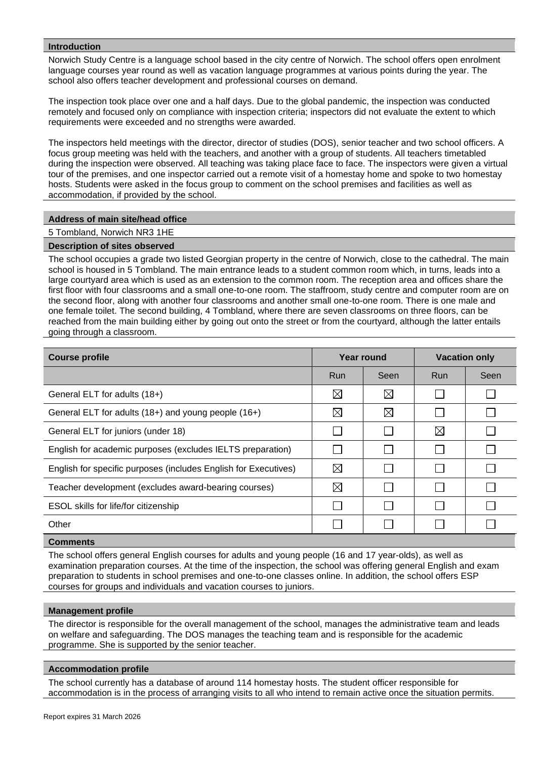## Introduction

Norwich Study Centre is a language school based in the city centre of Norwich. The school offers open enrolment language courses year round as well as vacation language programmes at various points during the year. The school also offers teacher development and professional courses on demand.

The inspection took place over one and a half days. Due to the global pandemic, the inspection was conducted remotely and focused only on compliance with inspection criteria; inspectors did not evaluate the extent to which requirements were exceeded and no strengths were awarded.

The inspectors held meetings with the director, director of studies (DOS), senior teacher and two school officers. A focus group meeting was held with the teachers, and another with a group of students. All teachers timetabled during the inspection were observed. All teaching was taking place face to face. The inspectors were given a virtual tour of the premises, and one inspector carried out a remote visit of a homestay home and spoke to two homestay hosts. Students were asked in the focus group to comment on the school premises and facilities as well as accommodation, if provided by the school.

## Address of main site/head office

5 Tombland, Norwich NR3 1HE

## Description of sites observed

The school occupies a grade two listed Georgian property in the centre of Norwich, close to the cathedral. The main school is housed in 5 Tombland. The main entrance leads to a student common room which, in turns, leads into a large courtyard area which is used as an extension to the common room. The reception area and offices share the first floor with four classrooms and a small one-to-one room. The staffroom, study centre and computer room are on the second floor, along with another four classrooms and another small one-to-one room. There is one male and one female toilet. The second building, 4 Tombland, where there are seven classrooms on three floors, can be reached from the main building either by going out onto the street or from the courtyard, although the latter entails going through a classroom.

| Course profile | Year round | | Vacation only | |
|---|---|---|---|---|
| | Run | Seen | Run | Seen |
| General ELT for adults (18+) | ☒ | ☒ | ☐ | ☐ |
| General ELT for adults (18+) and young people (16+) | ☒ | ☒ | ☐ | ☐ |
| General ELT for juniors (under 18) | ☐ | ☐ | ☒ | ☐ |
| English for academic purposes (excludes IELTS preparation) | ☐ | ☐ | ☐ | ☐ |
| English for specific purposes (includes English for Executives) | ☒ | ☐ | ☐ | ☐ |
| Teacher development (excludes award-bearing courses) | ☒ | ☐ | ☐ | ☐ |
| ESOL skills for life/for citizenship | ☐ | ☐ | ☐ | ☐ |
| Other | ☐ | ☐ | ☐ | ☐ |

## Comments

The school offers general English courses for adults and young people (16 and 17 year-olds), as well as examination preparation courses. At the time of the inspection, the school was offering general English and exam preparation to students in school premises and one-to-one classes online. In addition, the school offers ESP courses for groups and individuals and vacation courses to juniors.

## Management profile

The director is responsible for the overall management of the school, manages the administrative team and leads on welfare and safeguarding. The DOS manages the teaching team and is responsible for the academic programme. She is supported by the senior teacher.

## Accommodation profile

The school currently has a database of around 114 homestay hosts. The student officer responsible for accommodation is in the process of arranging visits to all who intend to remain active once the situation permits.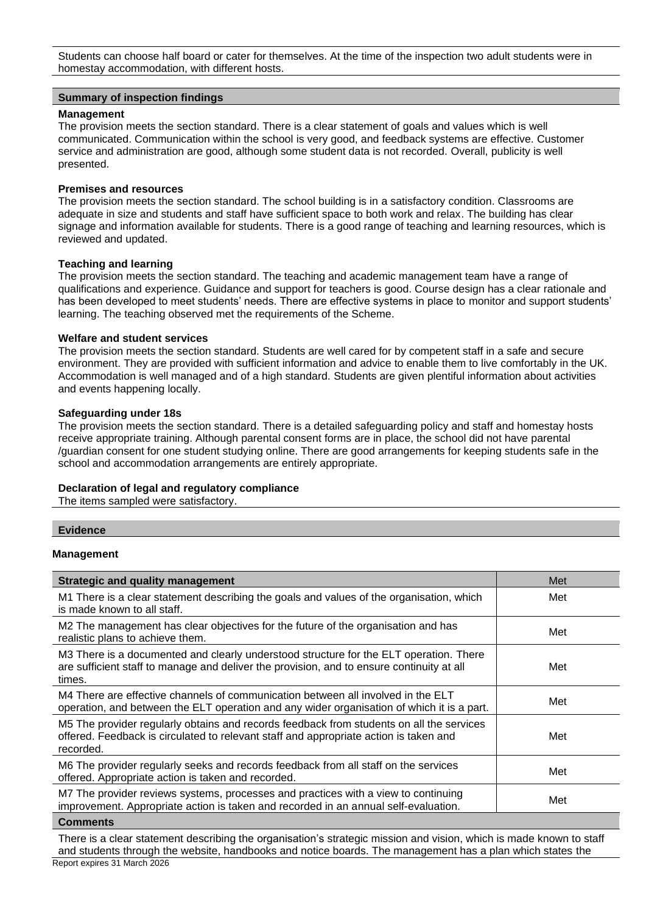Students can choose half board or cater for themselves. At the time of the inspection two adult students were in homestay accommodation, with different hosts.

## Summary of inspection findings

**Management**
The provision meets the section standard. There is a clear statement of goals and values which is well communicated. Communication within the school is very good, and feedback systems are effective. Customer service and administration are good, although some student data is not recorded. Overall, publicity is well presented.

**Premises and resources**
The provision meets the section standard. The school building is in a satisfactory condition. Classrooms are adequate in size and students and staff have sufficient space to both work and relax. The building has clear signage and information available for students. There is a good range of teaching and learning resources, which is reviewed and updated.

**Teaching and learning**
The provision meets the section standard. The teaching and academic management team have a range of qualifications and experience. Guidance and support for teachers is good. Course design has a clear rationale and has been developed to meet students' needs. There are effective systems in place to monitor and support students' learning. The teaching observed met the requirements of the Scheme.

**Welfare and student services**
The provision meets the section standard. Students are well cared for by competent staff in a safe and secure environment. They are provided with sufficient information and advice to enable them to live comfortably in the UK. Accommodation is well managed and of a high standard. Students are given plentiful information about activities and events happening locally.

**Safeguarding under 18s**
The provision meets the section standard. There is a detailed safeguarding policy and staff and homestay hosts receive appropriate training. Although parental consent forms are in place, the school did not have parental /guardian consent for one student studying online. There are good arrangements for keeping students safe in the school and accommodation arrangements are entirely appropriate.

**Declaration of legal and regulatory compliance**
The items sampled were satisfactory.

## Evidence

### Management

| Strategic and quality management | Met |
|---|---|
| M1 There is a clear statement describing the goals and values of the organisation, which is made known to all staff. | Met |
| M2 The management has clear objectives for the future of the organisation and has realistic plans to achieve them. | Met |
| M3 There is a documented and clearly understood structure for the ELT operation. There are sufficient staff to manage and deliver the provision, and to ensure continuity at all times. | Met |
| M4 There are effective channels of communication between all involved in the ELT operation, and between the ELT operation and any wider organisation of which it is a part. | Met |
| M5 The provider regularly obtains and records feedback from students on all the services offered. Feedback is circulated to relevant staff and appropriate action is taken and recorded. | Met |
| M6 The provider regularly seeks and records feedback from all staff on the services offered. Appropriate action is taken and recorded. | Met |
| M7 The provider reviews systems, processes and practices with a view to continuing improvement. Appropriate action is taken and recorded in an annual self-evaluation. | Met |

**Comments**

There is a clear statement describing the organisation's strategic mission and vision, which is made known to staff and students through the website, handbooks and notice boards. The management has a plan which states the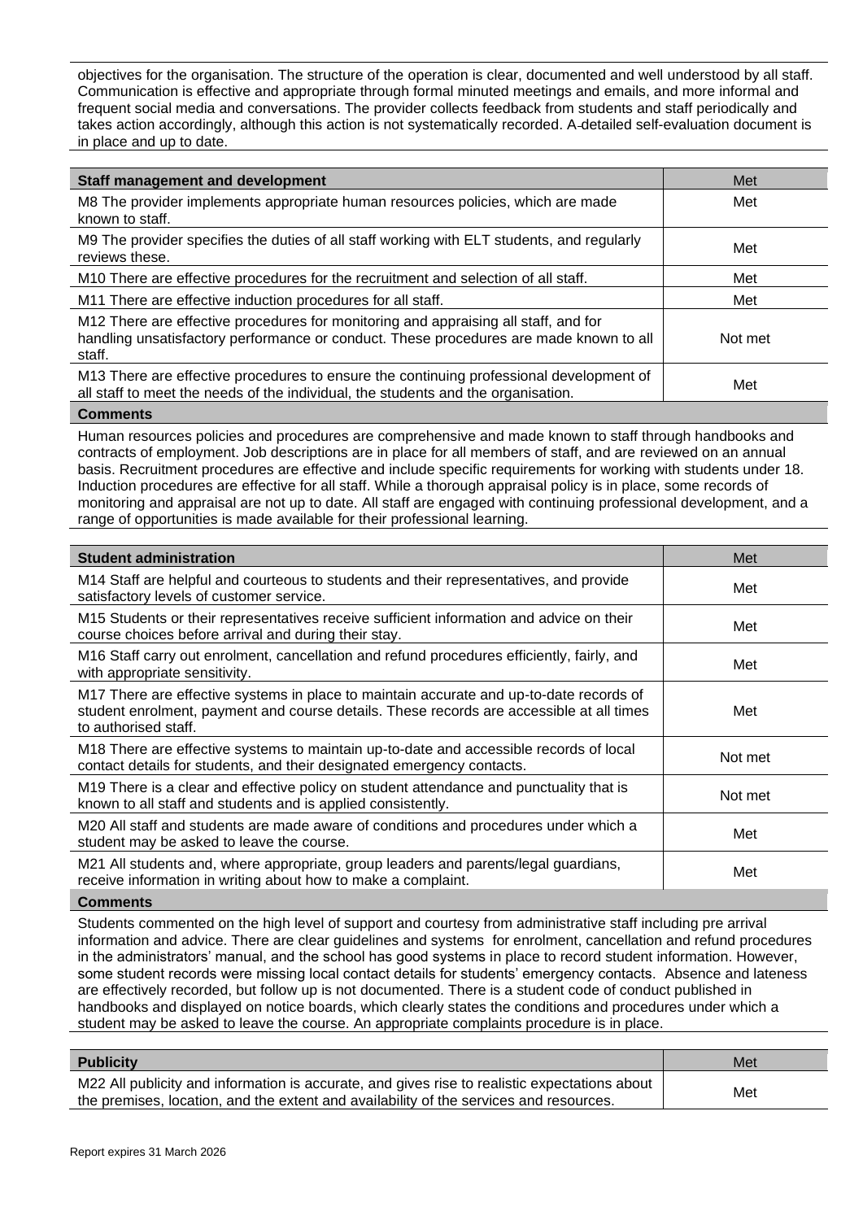objectives for the organisation. The structure of the operation is clear, documented and well understood by all staff. Communication is effective and appropriate through formal minuted meetings and emails, and more informal and frequent social media and conversations. The provider collects feedback from students and staff periodically and takes action accordingly, although this action is not systematically recorded. A detailed self-evaluation document is in place and up to date.

| Staff management and development | Met |
|---|---|
| M8 The provider implements appropriate human resources policies, which are made known to staff. | Met |
| M9 The provider specifies the duties of all staff working with ELT students, and regularly reviews these. | Met |
| M10 There are effective procedures for the recruitment and selection of all staff. | Met |
| M11 There are effective induction procedures for all staff. | Met |
| M12 There are effective procedures for monitoring and appraising all staff, and for handling unsatisfactory performance or conduct. These procedures are made known to all staff. | Not met |
| M13 There are effective procedures to ensure the continuing professional development of all staff to meet the needs of the individual, the students and the organisation. | Met |

**Comments**

Human resources policies and procedures are comprehensive and made known to staff through handbooks and contracts of employment. Job descriptions are in place for all members of staff, and are reviewed on an annual basis. Recruitment procedures are effective and include specific requirements for working with students under 18. Induction procedures are effective for all staff. While a thorough appraisal policy is in place, some records of monitoring and appraisal are not up to date. All staff are engaged with continuing professional development, and a range of opportunities is made available for their professional learning.

| Student administration | Met |
|---|---|
| M14 Staff are helpful and courteous to students and their representatives, and provide satisfactory levels of customer service. | Met |
| M15 Students or their representatives receive sufficient information and advice on their course choices before arrival and during their stay. | Met |
| M16 Staff carry out enrolment, cancellation and refund procedures efficiently, fairly, and with appropriate sensitivity. | Met |
| M17 There are effective systems in place to maintain accurate and up-to-date records of student enrolment, payment and course details. These records are accessible at all times to authorised staff. | Met |
| M18 There are effective systems to maintain up-to-date and accessible records of local contact details for students, and their designated emergency contacts. | Not met |
| M19 There is a clear and effective policy on student attendance and punctuality that is known to all staff and students and is applied consistently. | Not met |
| M20 All staff and students are made aware of conditions and procedures under which a student may be asked to leave the course. | Met |
| M21 All students and, where appropriate, group leaders and parents/legal guardians, receive information in writing about how to make a complaint. | Met |

**Comments**

Students commented on the high level of support and courtesy from administrative staff including pre arrival information and advice. There are clear guidelines and systems for enrolment, cancellation and refund procedures in the administrators' manual, and the school has good systems in place to record student information. However, some student records were missing local contact details for students' emergency contacts. Absence and lateness are effectively recorded, but follow up is not documented. There is a student code of conduct published in handbooks and displayed on notice boards, which clearly states the conditions and procedures under which a student may be asked to leave the course. An appropriate complaints procedure is in place.

| Publicity | Met |
|---|---|
| M22 All publicity and information is accurate, and gives rise to realistic expectations about the premises, location, and the extent and availability of the services and resources. | Met |

Report expires 31 March 2026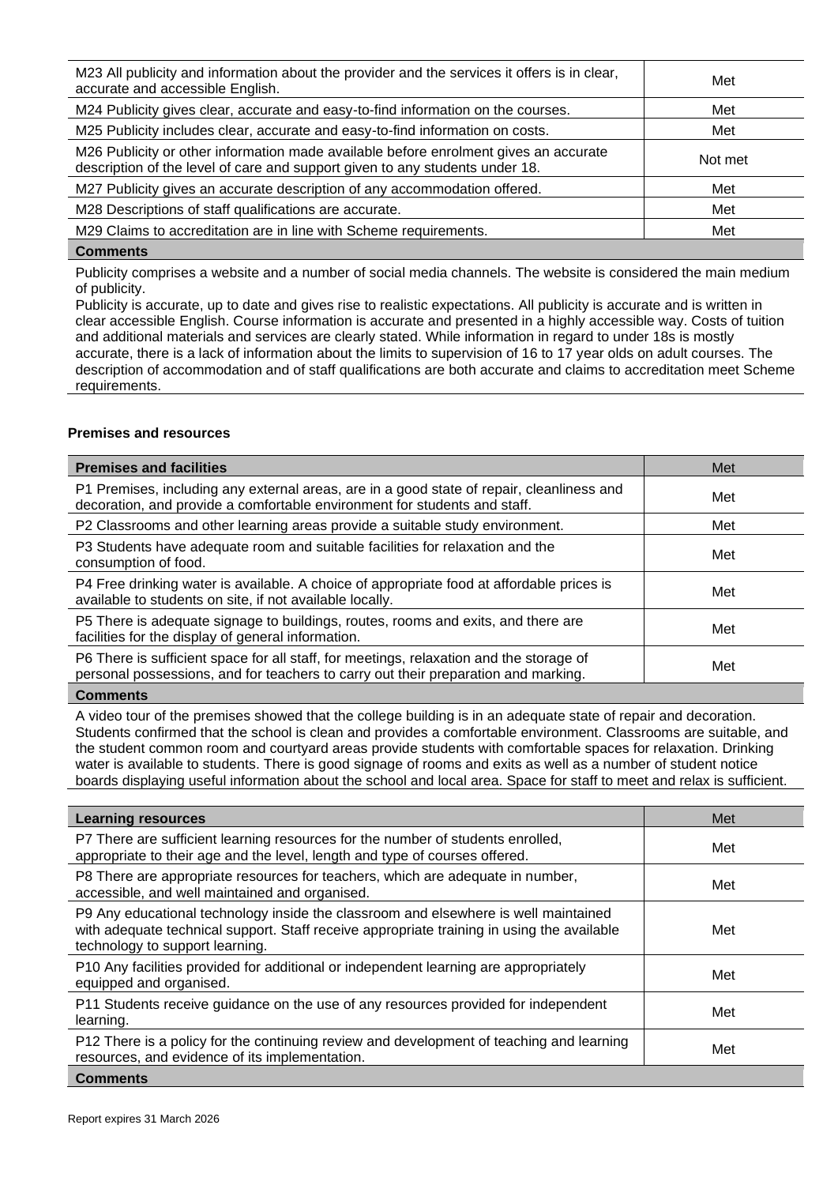| | |
|---|---|
| M23 All publicity and information about the provider and the services it offers is in clear, accurate and accessible English. | Met |
| M24 Publicity gives clear, accurate and easy-to-find information on the courses. | Met |
| M25 Publicity includes clear, accurate and easy-to-find information on costs. | Met |
| M26 Publicity or other information made available before enrolment gives an accurate description of the level of care and support given to any students under 18. | Not met |
| M27 Publicity gives an accurate description of any accommodation offered. | Met |
| M28 Descriptions of staff qualifications are accurate. | Met |
| M29 Claims to accreditation are in line with Scheme requirements. | Met |

**Comments**

Publicity comprises a website and a number of social media channels. The website is considered the main medium of publicity.
Publicity is accurate, up to date and gives rise to realistic expectations. All publicity is accurate and is written in clear accessible English. Course information is accurate and presented in a highly accessible way. Costs of tuition and additional materials and services are clearly stated. While information in regard to under 18s is mostly accurate, there is a lack of information about the limits to supervision of 16 to 17 year olds on adult courses. The description of accommodation and of staff qualifications are both accurate and claims to accreditation meet Scheme requirements.

### Premises and resources

| Premises and facilities | Met |
|---|---|
| P1 Premises, including any external areas, are in a good state of repair, cleanliness and decoration, and provide a comfortable environment for students and staff. | Met |
| P2 Classrooms and other learning areas provide a suitable study environment. | Met |
| P3 Students have adequate room and suitable facilities for relaxation and the consumption of food. | Met |
| P4 Free drinking water is available. A choice of appropriate food at affordable prices is available to students on site, if not available locally. | Met |
| P5 There is adequate signage to buildings, routes, rooms and exits, and there are facilities for the display of general information. | Met |
| P6 There is sufficient space for all staff, for meetings, relaxation and the storage of personal possessions, and for teachers to carry out their preparation and marking. | Met |

**Comments**

A video tour of the premises showed that the college building is in an adequate state of repair and decoration. Students confirmed that the school is clean and provides a comfortable environment. Classrooms are suitable, and the student common room and courtyard areas provide students with comfortable spaces for relaxation. Drinking water is available to students. There is good signage of rooms and exits as well as a number of student notice boards displaying useful information about the school and local area. Space for staff to meet and relax is sufficient.

| Learning resources | Met |
|---|---|
| P7 There are sufficient learning resources for the number of students enrolled, appropriate to their age and the level, length and type of courses offered. | Met |
| P8 There are appropriate resources for teachers, which are adequate in number, accessible, and well maintained and organised. | Met |
| P9 Any educational technology inside the classroom and elsewhere is well maintained with adequate technical support. Staff receive appropriate training in using the available technology to support learning. | Met |
| P10 Any facilities provided for additional or independent learning are appropriately equipped and organised. | Met |
| P11 Students receive guidance on the use of any resources provided for independent learning. | Met |
| P12 There is a policy for the continuing review and development of teaching and learning resources, and evidence of its implementation. | Met |

**Comments**

Report expires 31 March 2026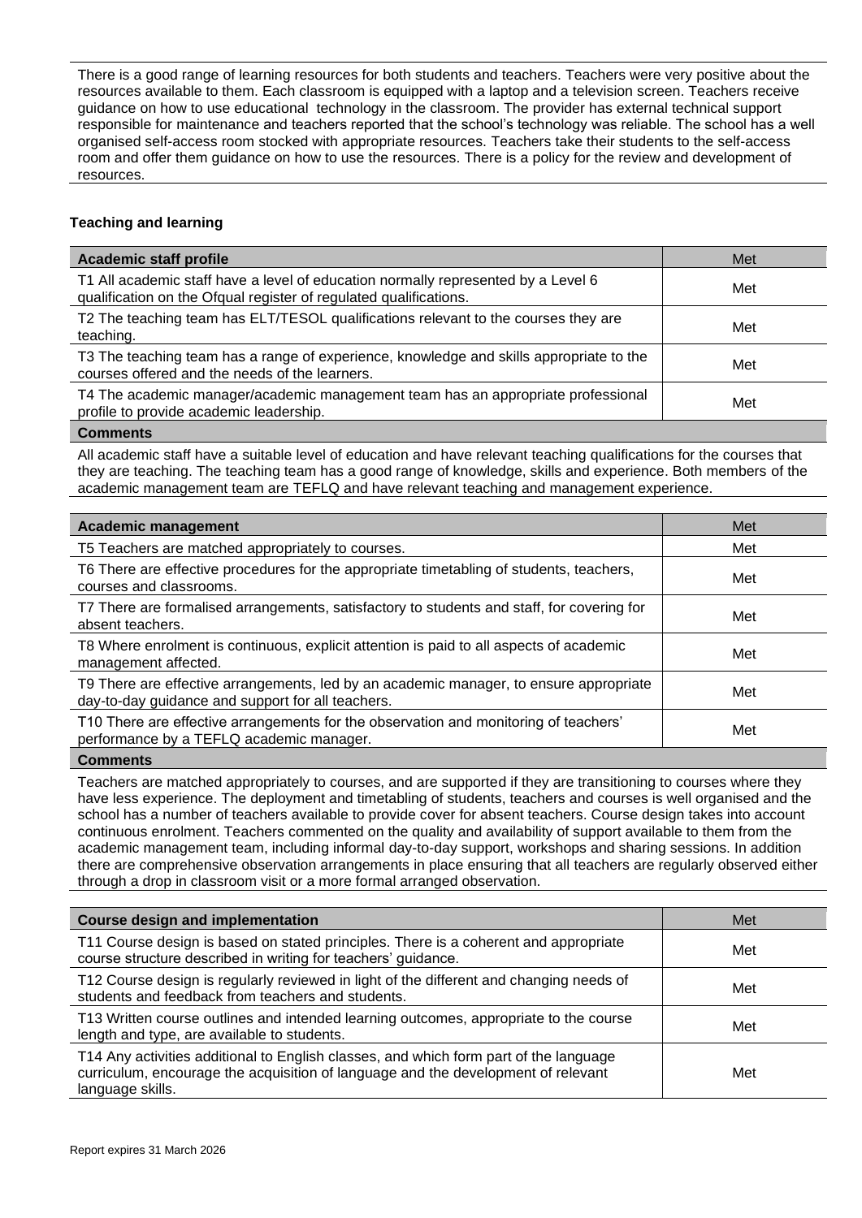There is a good range of learning resources for both students and teachers. Teachers were very positive about the resources available to them. Each classroom is equipped with a laptop and a television screen. Teachers receive guidance on how to use educational technology in the classroom. The provider has external technical support responsible for maintenance and teachers reported that the school's technology was reliable. The school has a well organised self-access room stocked with appropriate resources. Teachers take their students to the self-access room and offer them guidance on how to use the resources. There is a policy for the review and development of resources.

### Teaching and learning

| Academic staff profile | Met |
|---|---|
| T1 All academic staff have a level of education normally represented by a Level 6 qualification on the Ofqual register of regulated qualifications. | Met |
| T2 The teaching team has ELT/TESOL qualifications relevant to the courses they are teaching. | Met |
| T3 The teaching team has a range of experience, knowledge and skills appropriate to the courses offered and the needs of the learners. | Met |
| T4 The academic manager/academic management team has an appropriate professional profile to provide academic leadership. | Met |

**Comments**

All academic staff have a suitable level of education and have relevant teaching qualifications for the courses that they are teaching. The teaching team has a good range of knowledge, skills and experience. Both members of the academic management team are TEFLQ and have relevant teaching and management experience.

| Academic management | Met |
|---|---|
| T5 Teachers are matched appropriately to courses. | Met |
| T6 There are effective procedures for the appropriate timetabling of students, teachers, courses and classrooms. | Met |
| T7 There are formalised arrangements, satisfactory to students and staff, for covering for absent teachers. | Met |
| T8 Where enrolment is continuous, explicit attention is paid to all aspects of academic management affected. | Met |
| T9 There are effective arrangements, led by an academic manager, to ensure appropriate day-to-day guidance and support for all teachers. | Met |
| T10 There are effective arrangements for the observation and monitoring of teachers' performance by a TEFLQ academic manager. | Met |

**Comments**

Teachers are matched appropriately to courses, and are supported if they are transitioning to courses where they have less experience. The deployment and timetabling of students, teachers and courses is well organised and the school has a number of teachers available to provide cover for absent teachers. Course design takes into account continuous enrolment. Teachers commented on the quality and availability of support available to them from the academic management team, including informal day-to-day support, workshops and sharing sessions. In addition there are comprehensive observation arrangements in place ensuring that all teachers are regularly observed either through a drop in classroom visit or a more formal arranged observation.

| Course design and implementation | Met |
|---|---|
| T11 Course design is based on stated principles. There is a coherent and appropriate course structure described in writing for teachers' guidance. | Met |
| T12 Course design is regularly reviewed in light of the different and changing needs of students and feedback from teachers and students. | Met |
| T13 Written course outlines and intended learning outcomes, appropriate to the course length and type, are available to students. | Met |
| T14 Any activities additional to English classes, and which form part of the language curriculum, encourage the acquisition of language and the development of relevant language skills. | Met |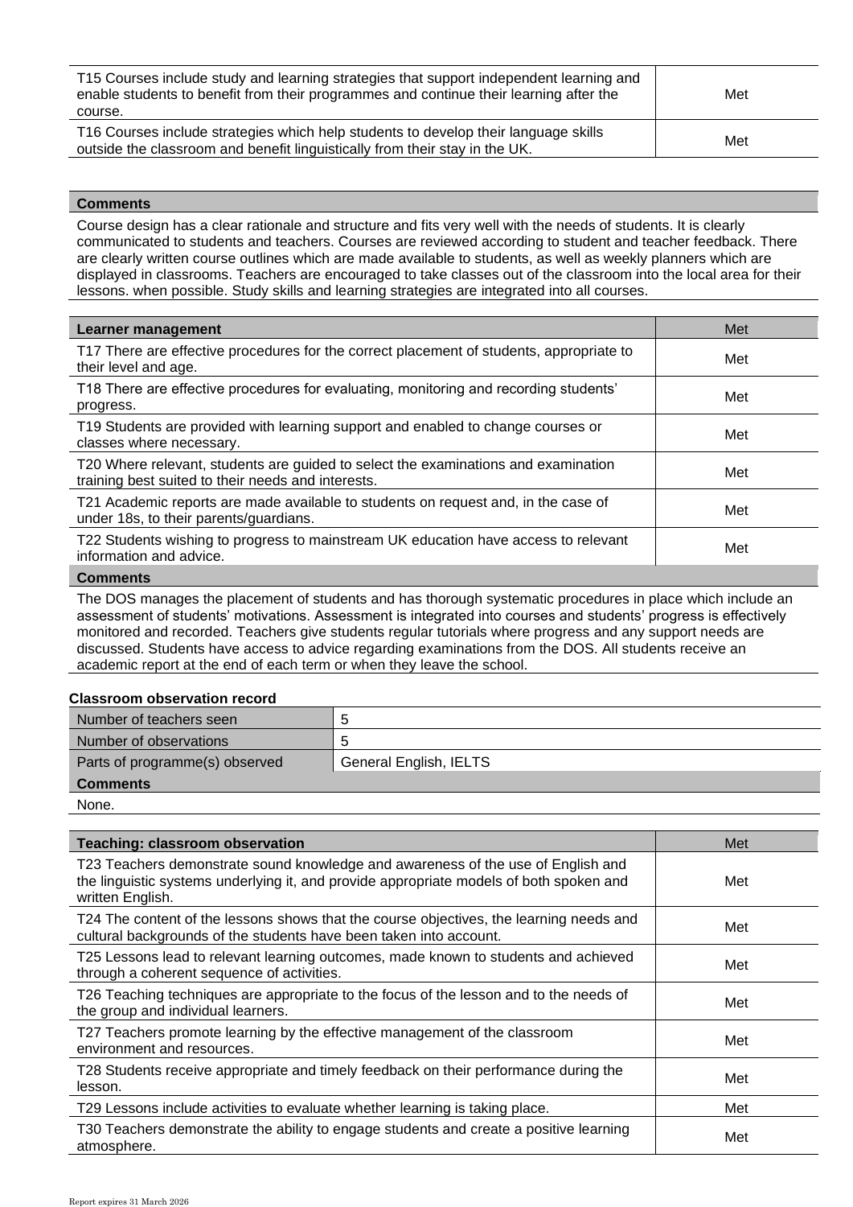| | |
|---|---|
| T15 Courses include study and learning strategies that support independent learning and enable students to benefit from their programmes and continue their learning after the course. | Met |
| T16 Courses include strategies which help students to develop their language skills outside the classroom and benefit linguistically from their stay in the UK. | Met |

| Comments |
|---|
| Course design has a clear rationale and structure and fits very well with the needs of students. It is clearly communicated to students and teachers. Courses are reviewed according to student and teacher feedback. There are clearly written course outlines which are made available to students, as well as weekly planners which are displayed in classrooms. Teachers are encouraged to take classes out of the classroom into the local area for their lessons. when possible. Study skills and learning strategies are integrated into all courses. |

| Learner management | Met |
|---|---|
| T17 There are effective procedures for the correct placement of students, appropriate to their level and age. | Met |
| T18 There are effective procedures for evaluating, monitoring and recording students' progress. | Met |
| T19 Students are provided with learning support and enabled to change courses or classes where necessary. | Met |
| T20 Where relevant, students are guided to select the examinations and examination training best suited to their needs and interests. | Met |
| T21 Academic reports are made available to students on request and, in the case of under 18s, to their parents/guardians. | Met |
| T22 Students wishing to progress to mainstream UK education have access to relevant information and advice. | Met |
| **Comments** | |
| The DOS manages the placement of students and has thorough systematic procedures in place which include an assessment of students' motivations. Assessment is integrated into courses and students' progress is effectively monitored and recorded. Teachers give students regular tutorials where progress and any support needs are discussed. Students have access to advice regarding examinations from the DOS. All students receive an academic report at the end of each term or when they leave the school. | |

**Classroom observation record**

| | |
|---|---|
| Number of teachers seen | 5 |
| Number of observations | 5 |
| Parts of programme(s) observed | General English, IELTS |
| **Comments** | |
| None. | |

| Teaching: classroom observation | Met |
|---|---|
| T23 Teachers demonstrate sound knowledge and awareness of the use of English and the linguistic systems underlying it, and provide appropriate models of both spoken and written English. | Met |
| T24 The content of the lessons shows that the course objectives, the learning needs and cultural backgrounds of the students have been taken into account. | Met |
| T25 Lessons lead to relevant learning outcomes, made known to students and achieved through a coherent sequence of activities. | Met |
| T26 Teaching techniques are appropriate to the focus of the lesson and to the needs of the group and individual learners. | Met |
| T27 Teachers promote learning by the effective management of the classroom environment and resources. | Met |
| T28 Students receive appropriate and timely feedback on their performance during the lesson. | Met |
| T29 Lessons include activities to evaluate whether learning is taking place. | Met |
| T30 Teachers demonstrate the ability to engage students and create a positive learning atmosphere. | Met |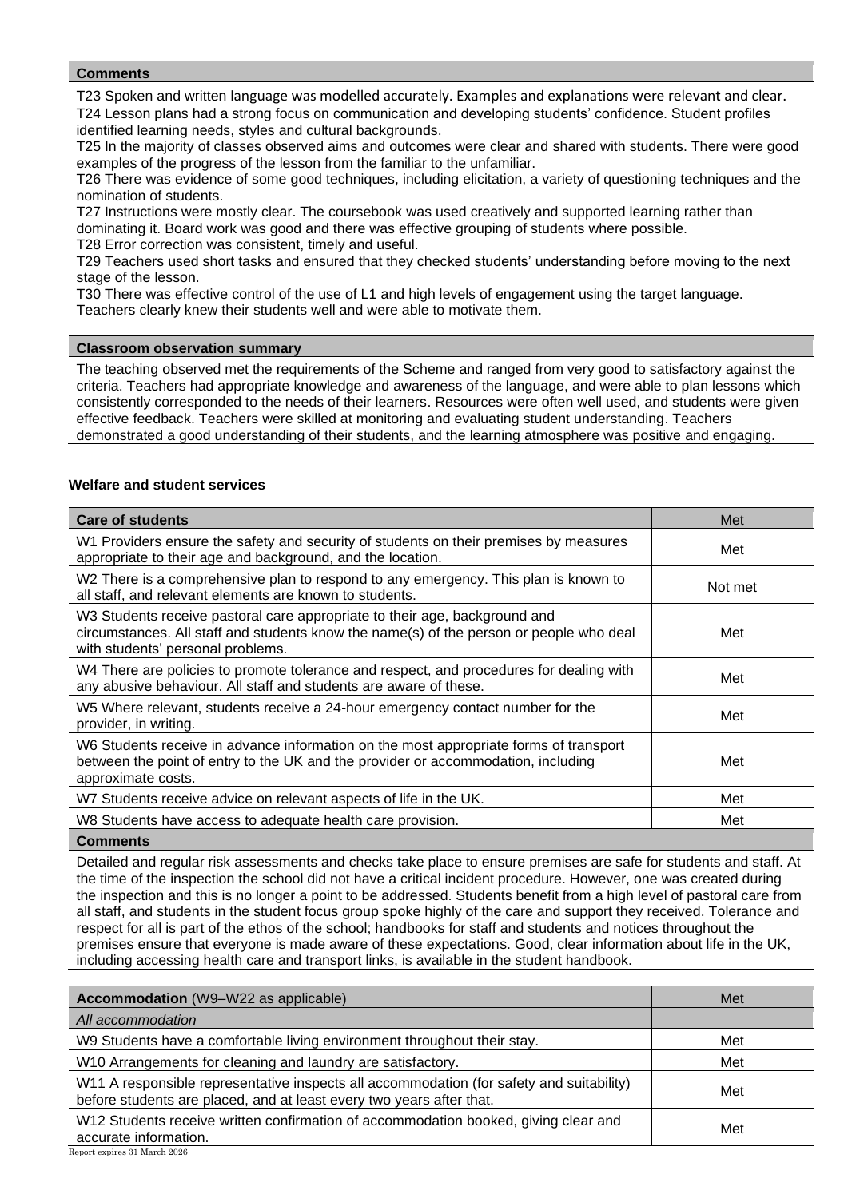| **Comments** |
|---|
| T23 Spoken and written language was modelled accurately. Examples and explanations were relevant and clear. T24 Lesson plans had a strong focus on communication and developing students' confidence. Student profiles identified learning needs, styles and cultural backgrounds. T25 In the majority of classes observed aims and outcomes were clear and shared with students. There were good examples of the progress of the lesson from the familiar to the unfamiliar. T26 There was evidence of some good techniques, including elicitation, a variety of questioning techniques and the nomination of students. T27 Instructions were mostly clear. The coursebook was used creatively and supported learning rather than dominating it. Board work was good and there was effective grouping of students where possible. T28 Error correction was consistent, timely and useful. T29 Teachers used short tasks and ensured that they checked students' understanding before moving to the next stage of the lesson. T30 There was effective control of the use of L1 and high levels of engagement using the target language. Teachers clearly knew their students well and were able to motivate them. |

| **Classroom observation summary** |
|---|
| The teaching observed met the requirements of the Scheme and ranged from very good to satisfactory against the criteria. Teachers had appropriate knowledge and awareness of the language, and were able to plan lessons which consistently corresponded to the needs of their learners. Resources were often well used, and students were given effective feedback. Teachers were skilled at monitoring and evaluating student understanding. Teachers demonstrated a good understanding of their students, and the learning atmosphere was positive and engaging. |

**Welfare and student services**

| **Care of students** | Met |
|---|---|
| W1 Providers ensure the safety and security of students on their premises by measures appropriate to their age and background, and the location. | Met |
| W2 There is a comprehensive plan to respond to any emergency. This plan is known to all staff, and relevant elements are known to students. | Not met |
| W3 Students receive pastoral care appropriate to their age, background and circumstances. All staff and students know the name(s) of the person or people who deal with students' personal problems. | Met |
| W4 There are policies to promote tolerance and respect, and procedures for dealing with any abusive behaviour. All staff and students are aware of these. | Met |
| W5 Where relevant, students receive a 24-hour emergency contact number for the provider, in writing. | Met |
| W6 Students receive in advance information on the most appropriate forms of transport between the point of entry to the UK and the provider or accommodation, including approximate costs. | Met |
| W7 Students receive advice on relevant aspects of life in the UK. | Met |
| W8 Students have access to adequate health care provision. | Met |
| **Comments** | |
| Detailed and regular risk assessments and checks take place to ensure premises are safe for students and staff. At the time of the inspection the school did not have a critical incident procedure. However, one was created during the inspection and this is no longer a point to be addressed. Students benefit from a high level of pastoral care from all staff, and students in the student focus group spoke highly of the care and support they received. Tolerance and respect for all is part of the ethos of the school; handbooks for staff and students and notices throughout the premises ensure that everyone is made aware of these expectations. Good, clear information about life in the UK, including accessing health care and transport links, is available in the student handbook. | |

| **Accommodation** (W9–W22 as applicable) | Met |
|---|---|
| *All accommodation* | |
| W9 Students have a comfortable living environment throughout their stay. | Met |
| W10 Arrangements for cleaning and laundry are satisfactory. | Met |
| W11 A responsible representative inspects all accommodation (for safety and suitability) before students are placed, and at least every two years after that. | Met |
| W12 Students receive written confirmation of accommodation booked, giving clear and accurate information. | Met |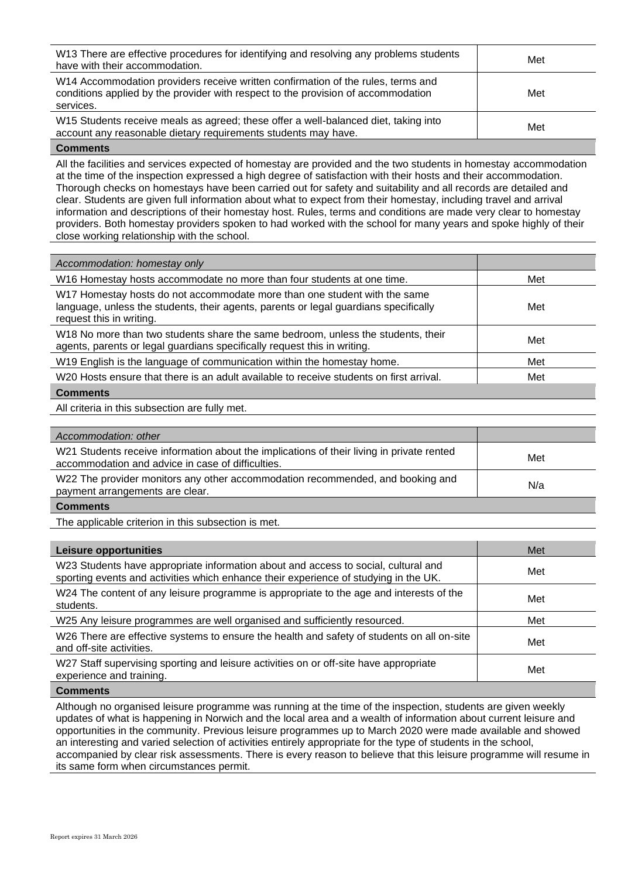| | |
|---|---|
| W13 There are effective procedures for identifying and resolving any problems students have with their accommodation. | Met |
| W14 Accommodation providers receive written confirmation of the rules, terms and conditions applied by the provider with respect to the provision of accommodation services. | Met |
| W15 Students receive meals as agreed; these offer a well-balanced diet, taking into account any reasonable dietary requirements students may have. | Met |

**Comments**

All the facilities and services expected of homestay are provided and the two students in homestay accommodation at the time of the inspection expressed a high degree of satisfaction with their hosts and their accommodation. Thorough checks on homestays have been carried out for safety and suitability and all records are detailed and clear. Students are given full information about what to expect from their homestay, including travel and arrival information and descriptions of their homestay host. Rules, terms and conditions are made very clear to homestay providers. Both homestay providers spoken to had worked with the school for many years and spoke highly of their close working relationship with the school.

| *Accommodation: homestay only* | |
|---|---|
| W16 Homestay hosts accommodate no more than four students at one time. | Met |
| W17 Homestay hosts do not accommodate more than one student with the same language, unless the students, their agents, parents or legal guardians specifically request this in writing. | Met |
| W18 No more than two students share the same bedroom, unless the students, their agents, parents or legal guardians specifically request this in writing. | Met |
| W19 English is the language of communication within the homestay home. | Met |
| W20 Hosts ensure that there is an adult available to receive students on first arrival. | Met |

**Comments**

All criteria in this subsection are fully met.

| *Accommodation: other* | |
|---|---|
| W21 Students receive information about the implications of their living in private rented accommodation and advice in case of difficulties. | Met |
| W22 The provider monitors any other accommodation recommended, and booking and payment arrangements are clear. | N/a |

**Comments**

The applicable criterion in this subsection is met.

| **Leisure opportunities** | Met |
|---|---|
| W23 Students have appropriate information about and access to social, cultural and sporting events and activities which enhance their experience of studying in the UK. | Met |
| W24 The content of any leisure programme is appropriate to the age and interests of the students. | Met |
| W25 Any leisure programmes are well organised and sufficiently resourced. | Met |
| W26 There are effective systems to ensure the health and safety of students on all on-site and off-site activities. | Met |
| W27 Staff supervising sporting and leisure activities on or off-site have appropriate experience and training. | Met |

**Comments**

Although no organised leisure programme was running at the time of the inspection, students are given weekly updates of what is happening in Norwich and the local area and a wealth of information about current leisure and opportunities in the community. Previous leisure programmes up to March 2020 were made available and showed an interesting and varied selection of activities entirely appropriate for the type of students in the school, accompanied by clear risk assessments. There is every reason to believe that this leisure programme will resume in its same form when circumstances permit.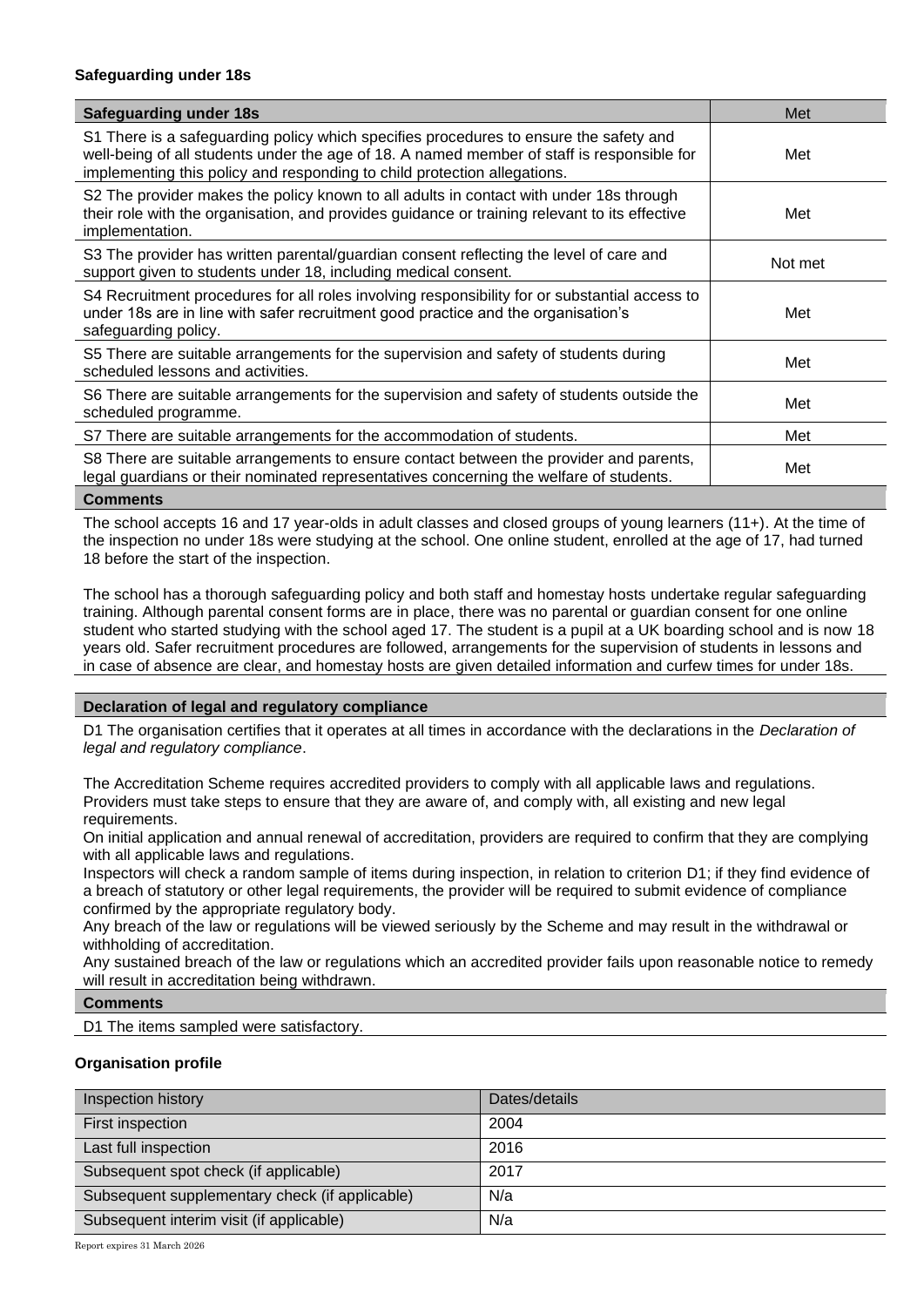**Safeguarding under 18s**

| Safeguarding under 18s | Met |
|---|---|
| S1 There is a safeguarding policy which specifies procedures to ensure the safety and well-being of all students under the age of 18. A named member of staff is responsible for implementing this policy and responding to child protection allegations. | Met |
| S2 The provider makes the policy known to all adults in contact with under 18s through their role with the organisation, and provides guidance or training relevant to its effective implementation. | Met |
| S3 The provider has written parental/guardian consent reflecting the level of care and support given to students under 18, including medical consent. | Not met |
| S4 Recruitment procedures for all roles involving responsibility for or substantial access to under 18s are in line with safer recruitment good practice and the organisation's safeguarding policy. | Met |
| S5 There are suitable arrangements for the supervision and safety of students during scheduled lessons and activities. | Met |
| S6 There are suitable arrangements for the supervision and safety of students outside the scheduled programme. | Met |
| S7 There are suitable arrangements for the accommodation of students. | Met |
| S8 There are suitable arrangements to ensure contact between the provider and parents, legal guardians or their nominated representatives concerning the welfare of students. | Met |

**Comments**

The school accepts 16 and 17 year-olds in adult classes and closed groups of young learners (11+). At the time of the inspection no under 18s were studying at the school. One online student, enrolled at the age of 17, had turned 18 before the start of the inspection.

The school has a thorough safeguarding policy and both staff and homestay hosts undertake regular safeguarding training. Although parental consent forms are in place, there was no parental or guardian consent for one online student who started studying with the school aged 17. The student is a pupil at a UK boarding school and is now 18 years old. Safer recruitment procedures are followed, arrangements for the supervision of students in lessons and in case of absence are clear, and homestay hosts are given detailed information and curfew times for under 18s.

**Declaration of legal and regulatory compliance**

D1 The organisation certifies that it operates at all times in accordance with the declarations in the *Declaration of legal and regulatory compliance*.

The Accreditation Scheme requires accredited providers to comply with all applicable laws and regulations. Providers must take steps to ensure that they are aware of, and comply with, all existing and new legal requirements.
On initial application and annual renewal of accreditation, providers are required to confirm that they are complying with all applicable laws and regulations.
Inspectors will check a random sample of items during inspection, in relation to criterion D1; if they find evidence of a breach of statutory or other legal requirements, the provider will be required to submit evidence of compliance confirmed by the appropriate regulatory body.
Any breach of the law or regulations will be viewed seriously by the Scheme and may result in the withdrawal or withholding of accreditation.
Any sustained breach of the law or regulations which an accredited provider fails upon reasonable notice to remedy will result in accreditation being withdrawn.

**Comments**

D1 The items sampled were satisfactory.

**Organisation profile**

| Inspection history | Dates/details |
|---|---|
| First inspection | 2004 |
| Last full inspection | 2016 |
| Subsequent spot check (if applicable) | 2017 |
| Subsequent supplementary check (if applicable) | N/a |
| Subsequent interim visit (if applicable) | N/a |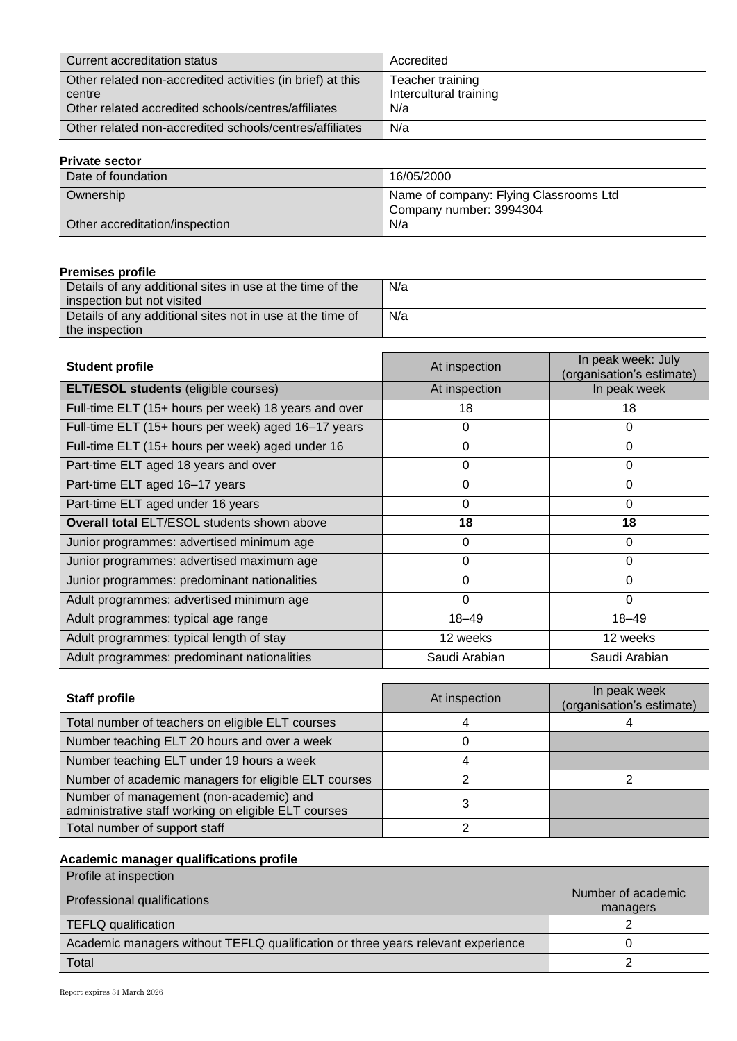| | |
|---|---|
| Current accreditation status | Accredited |
| Other related non-accredited activities (in brief) at this centre | Teacher training<br>Intercultural training |
| Other related accredited schools/centres/affiliates | N/a |
| Other related non-accredited schools/centres/affiliates | N/a |

**Private sector**

| | |
|---|---|
| Date of foundation | 16/05/2000 |
| Ownership | Name of company: Flying Classrooms Ltd<br>Company number: 3994304 |
| Other accreditation/inspection | N/a |

**Premises profile**

| | |
|---|---|
| Details of any additional sites in use at the time of the inspection but not visited | N/a |
| Details of any additional sites not in use at the time of the inspection | N/a |

| Student profile | At inspection | In peak week: July (organisation's estimate) |
|---|---|---|
| **ELT/ESOL students** (eligible courses) | At inspection | In peak week |
| Full-time ELT (15+ hours per week) 18 years and over | 18 | 18 |
| Full-time ELT (15+ hours per week) aged 16–17 years | 0 | 0 |
| Full-time ELT (15+ hours per week) aged under 16 | 0 | 0 |
| Part-time ELT aged 18 years and over | 0 | 0 |
| Part-time ELT aged 16–17 years | 0 | 0 |
| Part-time ELT aged under 16 years | 0 | 0 |
| **Overall total** ELT/ESOL students shown above | **18** | **18** |
| Junior programmes: advertised minimum age | 0 | 0 |
| Junior programmes: advertised maximum age | 0 | 0 |
| Junior programmes: predominant nationalities | 0 | 0 |
| Adult programmes: advertised minimum age | 0 | 0 |
| Adult programmes: typical age range | 18–49 | 18–49 |
| Adult programmes: typical length of stay | 12 weeks | 12 weeks |
| Adult programmes: predominant nationalities | Saudi Arabian | Saudi Arabian |

| Staff profile | At inspection | In peak week (organisation's estimate) |
|---|---|---|
| Total number of teachers on eligible ELT courses | 4 | 4 |
| Number teaching ELT 20 hours and over a week | 0 | |
| Number teaching ELT under 19 hours a week | 4 | |
| Number of academic managers for eligible ELT courses | 2 | 2 |
| Number of management (non-academic) and administrative staff working on eligible ELT courses | 3 | |
| Total number of support staff | 2 | |

**Academic manager qualifications profile**

| Profile at inspection | |
|---|---|
| Professional qualifications | Number of academic managers |
| TEFLQ qualification | 2 |
| Academic managers without TEFLQ qualification or three years relevant experience | 0 |
| Total | 2 |

Report expires 31 March 2026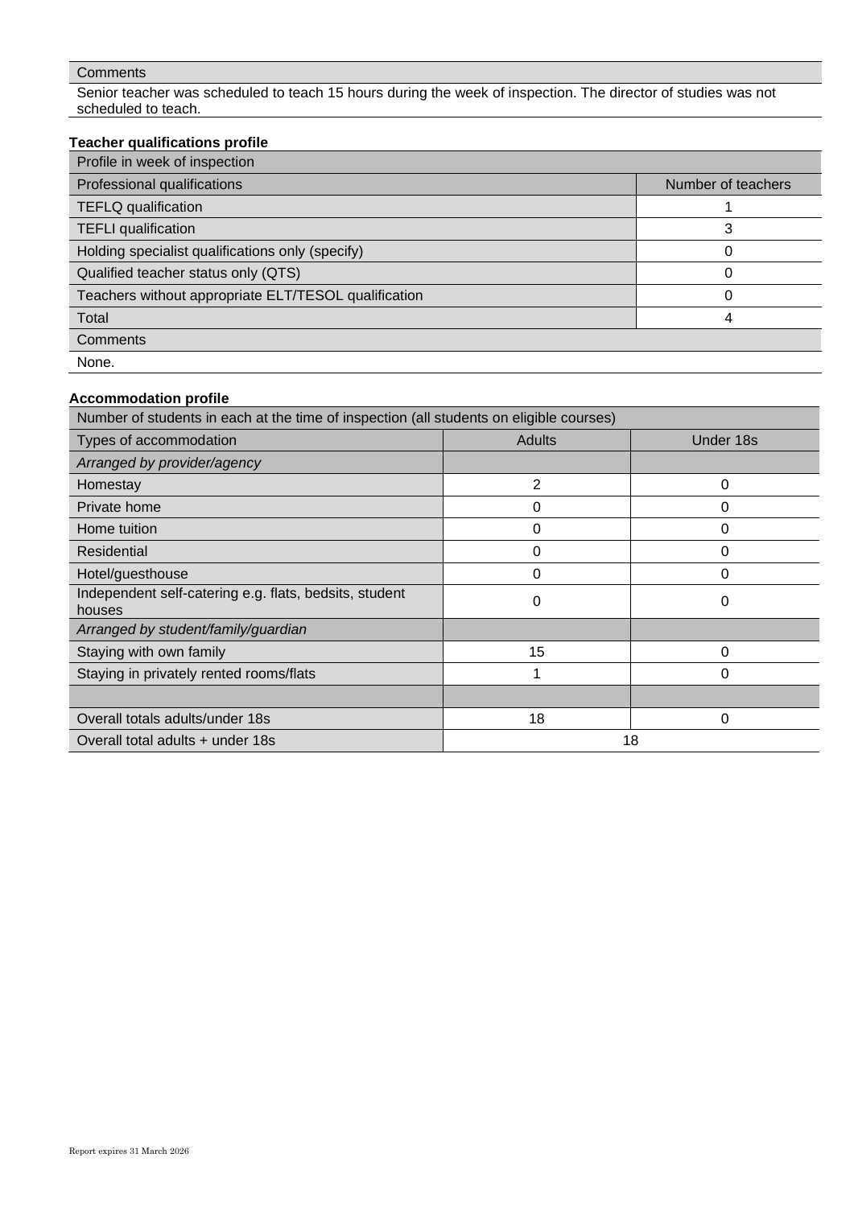| Comments |
|---|
| Senior teacher was scheduled to teach 15 hours during the week of inspection. The director of studies was not scheduled to teach. |

**Teacher qualifications profile**

| Profile in week of inspection | |
|---|---|
| Professional qualifications | Number of teachers |
| TEFLQ qualification | 1 |
| TEFLI qualification | 3 |
| Holding specialist qualifications only (specify) | 0 |
| Qualified teacher status only (QTS) | 0 |
| Teachers without appropriate ELT/TESOL qualification | 0 |
| Total | 4 |
| Comments | |
| None. | |

**Accommodation profile**

| Number of students in each at the time of inspection (all students on eligible courses) | | |
|---|---|---|
| Types of accommodation | Adults | Under 18s |
| *Arranged by provider/agency* | | |
| Homestay | 2 | 0 |
| Private home | 0 | 0 |
| Home tuition | 0 | 0 |
| Residential | 0 | 0 |
| Hotel/guesthouse | 0 | 0 |
| Independent self-catering e.g. flats, bedsits, student houses | 0 | 0 |
| *Arranged by student/family/guardian* | | |
| Staying with own family | 15 | 0 |
| Staying in privately rented rooms/flats | 1 | 0 |
| | | |
| Overall totals adults/under 18s | 18 | 0 |
| Overall total adults + under 18s | 18 | |

Report expires 31 March 2026